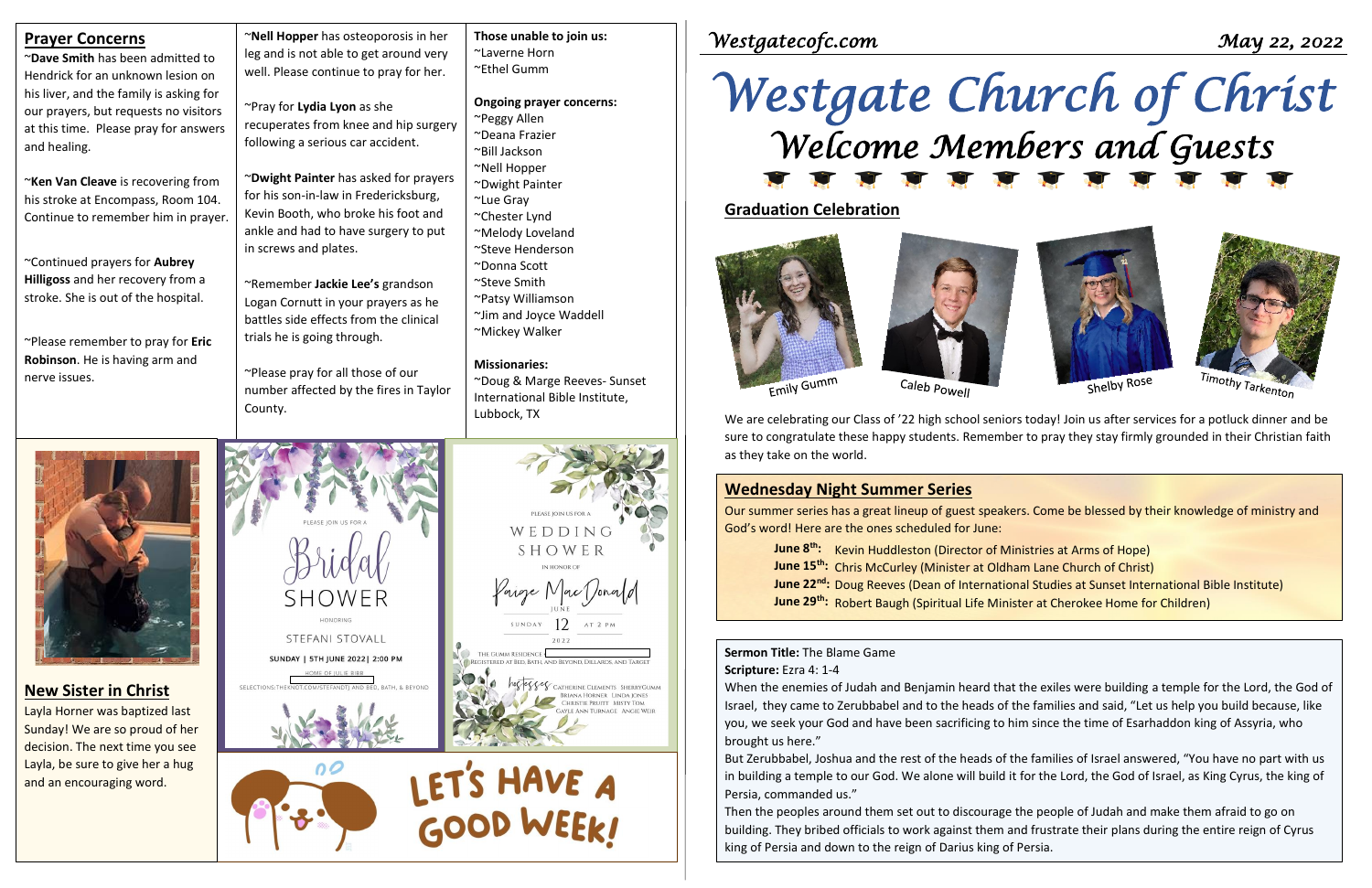## Prayer Concerns

~**Dave Smith** has been admitted to Hendrick for an unknown lesion on his liver, and the family is asking for our prayers, but requests no visitors at this time. Please pray for answers and healing.

~**Ken Van Cleave** is recovering from his stroke at Encompass, Room 104. Continue to remember him in prayer.

~Continued prayers for **Aubrey Hilligoss** and her recovery from a stroke. She is out of the hospital.

~Please remember to pray for **Eric Robinson**. He is having arm and nerve issues.

~**Nell Hopper** has osteoporosis in her leg and is not able to get around very well. Please continue to pray for her.

~Pray for **Lydia Lyon** as she recuperates from knee and hip surgery following a serious car accident.

~**Dwight Painter** has asked for prayers for his son-in-law in Fredericksburg, Kevin Booth, who broke his foot and ankle and had to have surgery to put in screws and plates.

~Remember **Jackie Lee's** grandson Logan Cornutt in your prayers as he battles side effects from the clinical trials he is going through.

~Please pray for all those of our number affected by the fires in Taylor County.

**Those unable to join us:**
~Laverne Horn
~Ethel Gumm

**Ongoing prayer concerns:**
~Peggy Allen
~Deana Frazier
~Bill Jackson
~Nell Hopper
~Dwight Painter
~Lue Gray
~Chester Lynd
~Melody Loveland
~Steve Henderson
~Donna Scott
~Steve Smith
~Patsy Williamson
~Jim and Joyce Waddell
~Mickey Walker

**Missionaries:**
~Doug & Marge Reeves- Sunset International Bible Institute, Lubbock, TX

## New Sister in Christ

Layla Horner was baptized last Sunday! We are so proud of her decision. The next time you see Layla, be sure to give her a hug and an encouraging word.

PLEASE JOIN US FOR A
Bridal SHOWER
HONORING
STEFANI STOVALL
SUNDAY | 5TH JUNE 2022| 2:00 PM
HOME OF JULIE BIBB
SELECTIONS:THEKNOT.COM/STEFANDTJ AND BED, BATH, & BEYOND

PLEASE JOIN US FOR A
WEDDING SHOWER
IN HONOR OF
Paige MacDonald
JUNE
SUNDAY 12 AT 2 PM
2022
THE GUMM RESIDENCE
REGISTERED AT BED, BATH, AND BEYOND, DILLARDS, AND TARGET
hostesses CATHERINE CLEMENTS SHERRY GUMM BRIANA HORNER LINDA JONES CHRISTIE PRUITT MISTY TOM GAYLE ANN TURNAGE ANGIE WEBB

LET'S HAVE A GOOD WEEK!

*Westgatecofc.com* *May 22, 2022*

# Westgate Church of Christ

## Welcome Members and Guests

## Graduation Celebration

Emily Gumm
Caleb Powell
Shelby Rose
Timothy Tarkenton

We are celebrating our Class of '22 high school seniors today! Join us after services for a potluck dinner and be sure to congratulate these happy students. Remember to pray they stay firmly grounded in their Christian faith as they take on the world.

## Wednesday Night Summer Series

Our summer series has a great lineup of guest speakers. Come be blessed by their knowledge of ministry and God's word! Here are the ones scheduled for June:

**June 8th:** Kevin Huddleston (Director of Ministries at Arms of Hope)
**June 15th:** Chris McCurley (Minister at Oldham Lane Church of Christ)
**June 22nd:** Doug Reeves (Dean of International Studies at Sunset International Bible Institute)
**June 29th:** Robert Baugh (Spiritual Life Minister at Cherokee Home for Children)

**Sermon Title:** The Blame Game
**Scripture:** Ezra 4: 1-4

When the enemies of Judah and Benjamin heard that the exiles were building a temple for the Lord, the God of Israel, they came to Zerubbabel and to the heads of the families and said, "Let us help you build because, like you, we seek your God and have been sacrificing to him since the time of Esarhaddon king of Assyria, who brought us here."

But Zerubbabel, Joshua and the rest of the heads of the families of Israel answered, "You have no part with us in building a temple to our God. We alone will build it for the Lord, the God of Israel, as King Cyrus, the king of Persia, commanded us."

Then the peoples around them set out to discourage the people of Judah and make them afraid to go on building. They bribed officials to work against them and frustrate their plans during the entire reign of Cyrus king of Persia and down to the reign of Darius king of Persia.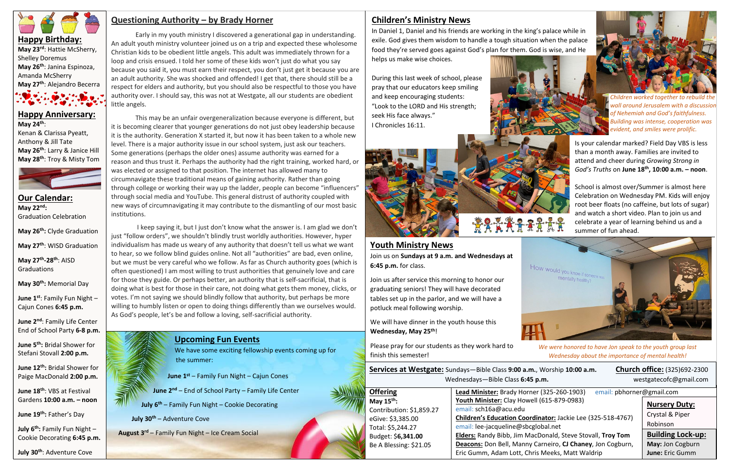## Happy Birthday:

**May 23rd**: Hattie McSherry, Shelley Doremus
**May 26th**: Janina Espinoza, Amanda McSherry
**May 27th**: Alejandro Becerra

## Happy Anniversary:

**May 24th**: Kenan & Clarissa Pyeatt, Anthony & Jill Tate
**May 26th**: Larry & Janice Hill
**May 28th**: Troy & Misty Tom

## Our Calendar:

**May 22nd:** Graduation Celebration

**May 26th:** Clyde Graduation

**May 27th:** WISD Graduation

**May 27th-28th**: AISD Graduations

**May 30th:** Memorial Day

**June 1st**: Family Fun Night – Cajun Cones **6:45 p.m.**

**June 2nd**: Family Life Center End of School Party **6-8 p.m.**

**June 5th:** Bridal Shower for Stefani Stovall **2:00 p.m.**

**June 12th:** Bridal Shower for Paige MacDonald **2:00 p.m.**

**June 18th**: VBS at Festival Gardens **10:00 a.m. – noon**

**June 19th:** Father's Day

**July 6th:** Family Fun Night – Cookie Decorating **6:45 p.m.**

**July 30th**: Adventure Cove

## Questioning Authority – by Brady Horner

Early in my youth ministry I discovered a generational gap in understanding. An adult youth ministry volunteer joined us on a trip and expected these wholesome Christian kids to be obedient little angels. This adult was immediately thrown for a loop and crisis ensued. I told her some of these kids won't just do what you say because you said it, you must earn their respect, you don't just get it because you are an adult authority. She was shocked and offended! I get that, there should still be a respect for elders and authority, but you should also be respectful to those you have authority over. I should say, this was not at Westgate, all our students are obedient little angels.

This may be an unfair overgeneralization because everyone is different, but it is becoming clearer that younger generations do not just obey leadership because it is the authority. Generation X started it, but now it has been taken to a whole new level. There is a major authority issue in our school system, just ask our teachers. Some generations (perhaps the older ones) assume authority was earned for a reason and thus trust it. Perhaps the authority had the right training, worked hard, or was elected or assigned to that position. The internet has allowed many to circumnavigate these traditional means of gaining authority. Rather than going through college or working their way up the ladder, people can become "influencers" through social media and YouTube. This general distrust of authority coupled with new ways of circumnavigating it may contribute to the dismantling of our most basic institutions.

I keep saying it, but I just don't know what the answer is. I am glad we don't just "follow orders", we shouldn't blindly trust worldly authorities. However, hyper individualism has made us weary of any authority that doesn't tell us what we want to hear, so we follow blind guides online. Not all "authorities" are bad, even online, but we must be very careful who we follow. As far as Church authority goes (which is often questioned) I am most willing to trust authorities that genuinely love and care for those they guide. Or perhaps better, an authority that is self-sacrificial, that is doing what is best for those in their care, not doing what gets them money, clicks, or votes. I'm not saying we should blindly follow that authority, but perhaps be more willing to humbly listen or open to doing things differently than we ourselves would. As God's people, let's be and follow a loving, self-sacrificial authority.

## Upcoming Fun Events

We have some exciting fellowship events coming up for the summer:

**June 1st** – Family Fun Night – Cajun Cones
**June 2nd** – End of School Party – Family Life Center
**July 6th** – Family Fun Night – Cookie Decorating
**July 30th** – Adventure Cove
**August 3rd** – Family Fun Night – Ice Cream Social

## Children's Ministry News

In Daniel 1, Daniel and his friends are working in the king's palace while in exile. God gives them wisdom to handle a tough situation when the palace food they're served goes against God's plan for them. God is wise, and He helps us make wise choices.

During this last week of school, please pray that our educators keep smiling and keep encouraging students: "Look to the LORD and His strength; seek His face always." I Chronicles 16:11.

*Children worked together to rebuild the wall around Jerusalem with a discussion of Nehemiah and God's faithfulness. Building was intense, cooperation was evident, and smiles were prolific.*

Is your calendar marked? Field Day VBS is less than a month away. Families are invited to attend and cheer during *Growing Strong in God's Truths* on **June 18th, 10:00 a.m. – noon**.

School is almost over/Summer is almost here Celebration on Wednesday PM. Kids will enjoy root beer floats (no caffeine, but lots of sugar) and watch a short video. Plan to join us and celebrate a year of learning behind us and a summer of fun ahead.

## Youth Ministry News

Join us on **Sundays at 9 a.m. and Wednesdays at 6:45 p.m.** for class.

Join us after service this morning to honor our graduating seniors! They will have decorated tables set up in the parlor, and we will have a potluck meal following worship.

We will have dinner in the youth house this **Wednesday, May 25th**!

Please pray for our students as they work hard to finish this semester!

*We were honored to have Jon speak to the youth group last Wednesday about the importance of mental health!*

**Services at Westgate:** Sundays—Bible Class **9:00 a.m.**, Worship **10:00 a.m.** Wednesdays—Bible Class **6:45 p.m.**

**Church office:** (325)692-2300 westgatecofc@gmail.com

**Offering**
**May 15th:**
Contribution: $1,859.27
eGive: $3,385.00
Total: $5,244.27
Budget: $**6,341.00**
Be A Blessing: $21.05

**Lead Minister:** Brady Horner (325-260-1903) email: pbhorner@gmail.com
**Youth Minister:** Clay Howell (615-879-0983) email: sch16a@acu.edu
**Children's Education Coordinator:** Jackie Lee (325-518-4767) email: lee-jacqueline@sbcglobal.net
**Elders:** Randy Bibb, Jim MacDonald, Steve Stovall, **Troy Tom**
**Deacons:** Don Bell, Manny Carneiro, **CJ Chaney**, Jon Cogburn, Eric Gumm, Adam Lott, Chris Meeks, Matt Waldrip

**Nursery Duty:** Crystal & Piper Robinson

**Building Lock-up:**
**May:** Jon Cogburn
**June:** Eric Gumm